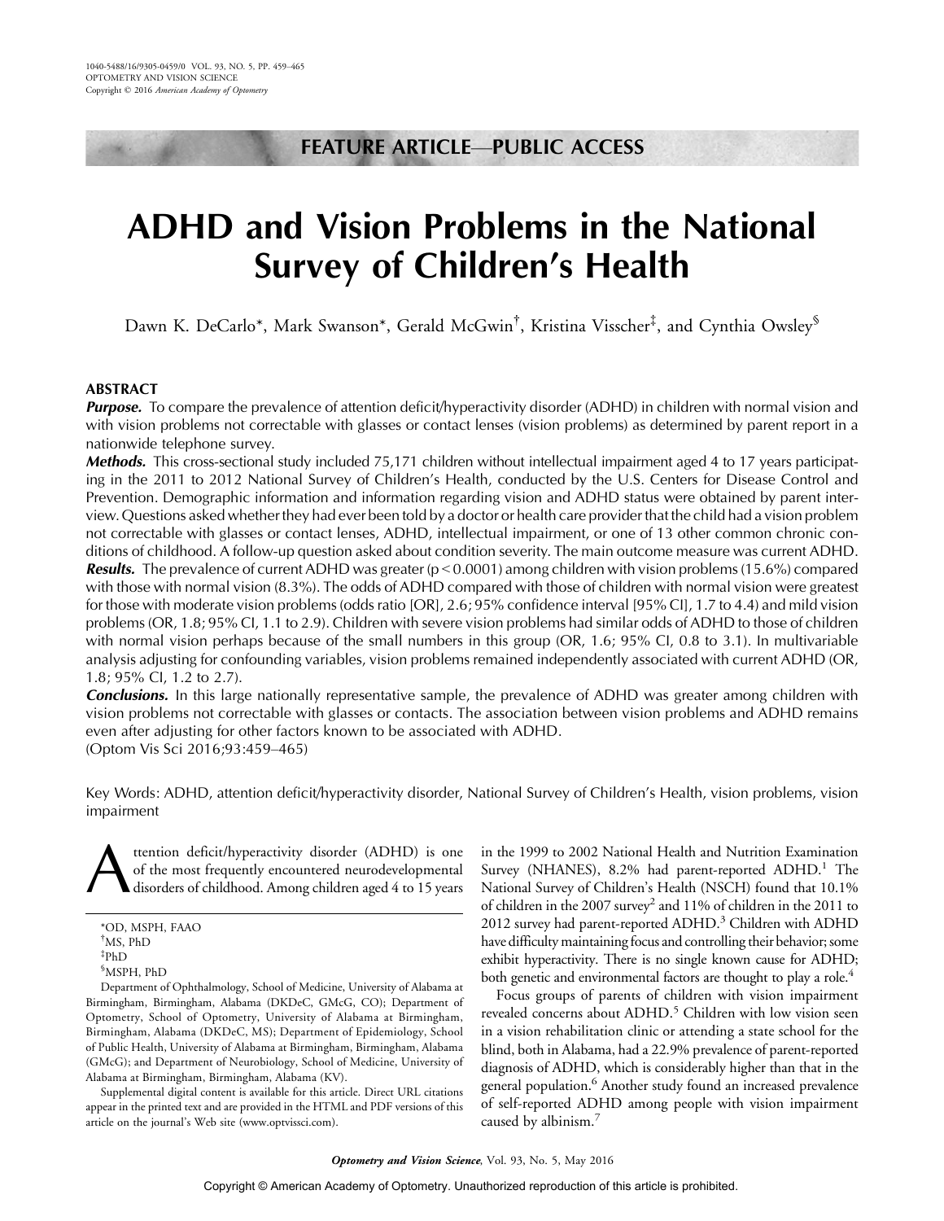FEATURE ARTICLE—PUBLIC ACCESS

# ADHD and Vision Problems in the National Survey of Children's Health

Dawn K. DeCarlo*, Mark Swanson*, Gerald McGwin[†], Kristina Visscher[‡], and Cynthia Owsley[§]

## ABSTRACT

***Purpose.*** To compare the prevalence of attention deficit/hyperactivity disorder (ADHD) in children with normal vision and with vision problems not correctable with glasses or contact lenses (vision problems) as determined by parent report in a nationwide telephone survey.

***Methods.*** This cross-sectional study included 75,171 children without intellectual impairment aged 4 to 17 years participating in the 2011 to 2012 National Survey of Children's Health, conducted by the U.S. Centers for Disease Control and Prevention. Demographic information and information regarding vision and ADHD status were obtained by parent interview. Questions asked whether they had ever been told by a doctor or health care provider that the child had a vision problem not correctable with glasses or contact lenses, ADHD, intellectual impairment, or one of 13 other common chronic conditions of childhood. A follow-up question asked about condition severity. The main outcome measure was current ADHD.

***Results.*** The prevalence of current ADHD was greater ($p < 0.0001$) among children with vision problems (15.6%) compared with those with normal vision (8.3%). The odds of ADHD compared with those of children with normal vision were greatest for those with moderate vision problems (odds ratio [OR], 2.6; 95% confidence interval [95% CI], 1.7 to 4.4) and mild vision problems (OR, 1.8; 95% CI, 1.1 to 2.9). Children with severe vision problems had similar odds of ADHD to those of children with normal vision perhaps because of the small numbers in this group (OR, 1.6; 95% CI, 0.8 to 3.1). In multivariable analysis adjusting for confounding variables, vision problems remained independently associated with current ADHD (OR, 1.8; 95% CI, 1.2 to 2.7).

***Conclusions.*** In this large nationally representative sample, the prevalence of ADHD was greater among children with vision problems not correctable with glasses or contacts. The association between vision problems and ADHD remains even after adjusting for other factors known to be associated with ADHD.

(Optom Vis Sci 2016;93:459–465)

Key Words: ADHD, attention deficit/hyperactivity disorder, National Survey of Children's Health, vision problems, vision impairment

Attention deficit/hyperactivity disorder (ADHD) is one of the most frequently encountered neurodevelopmental disorders of childhood. Among children aged 4 to 15 years in the 1999 to 2002 National Health and Nutrition Examination Survey (NHANES), 8.2% had parent-reported ADHD.[1] The National Survey of Children's Health (NSCH) found that 10.1% of children in the 2007 survey[2] and 11% of children in the 2011 to 2012 survey had parent-reported ADHD.[3] Children with ADHD have difficulty maintaining focus and controlling their behavior; some exhibit hyperactivity. There is no single known cause for ADHD; both genetic and environmental factors are thought to play a role.[4]

Focus groups of parents of children with vision impairment revealed concerns about ADHD.[5] Children with low vision seen in a vision rehabilitation clinic or attending a state school for the blind, both in Alabama, had a 22.9% prevalence of parent-reported diagnosis of ADHD, which is considerably higher than that in the general population.[6] Another study found an increased prevalence of self-reported ADHD among people with vision impairment caused by albinism.[7]

*OD, MSPH, FAAO
[†]MS, PhD
[‡]PhD
[§]MSPH, PhD

Department of Ophthalmology, School of Medicine, University of Alabama at Birmingham, Birmingham, Alabama (DKDeC, GMcG, CO); Department of Optometry, School of Optometry, University of Alabama at Birmingham, Birmingham, Alabama (DKDeC, MS); Department of Epidemiology, School of Public Health, University of Alabama at Birmingham, Birmingham, Alabama (GMcG); and Department of Neurobiology, School of Medicine, University of Alabama at Birmingham, Birmingham, Alabama (KV).

Supplemental digital content is available for this article. Direct URL citations appear in the printed text and are provided in the HTML and PDF versions of this article on the journal's Web site (www.optvissci.com).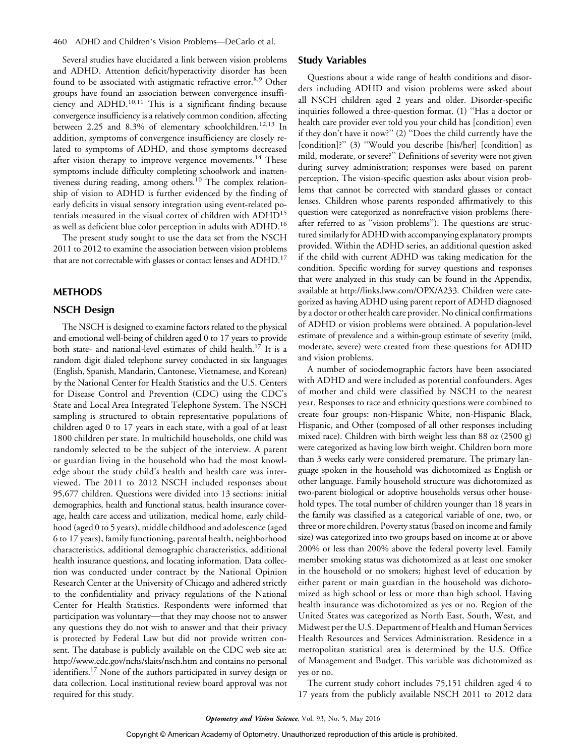Several studies have elucidated a link between vision problems and ADHD. Attention deficit/hyperactivity disorder has been found to be associated with astigmatic refractive error.[8,9] Other groups have found an association between convergence insufficiency and ADHD.[10,11] This is a significant finding because convergence insufficiency is a relatively common condition, affecting between 2.25 and 8.3% of elementary schoolchildren.[12,13] In addition, symptoms of convergence insufficiency are closely related to symptoms of ADHD, and those symptoms decreased after vision therapy to improve vergence movements.[14] These symptoms include difficulty completing schoolwork and inattentiveness during reading, among others.[10] The complex relationship of vision to ADHD is further evidenced by the finding of early deficits in visual sensory integration using event-related potentials measured in the visual cortex of children with ADHD[15] as well as deficient blue color perception in adults with ADHD.[16]

The present study sought to use the data set from the NSCH 2011 to 2012 to examine the association between vision problems that are not correctable with glasses or contact lenses and ADHD.[17]

## METHODS

### NSCH Design

The NSCH is designed to examine factors related to the physical and emotional well-being of children aged 0 to 17 years to provide both state- and national-level estimates of child health.[17] It is a random digit dialed telephone survey conducted in six languages (English, Spanish, Mandarin, Cantonese, Vietnamese, and Korean) by the National Center for Health Statistics and the U.S. Centers for Disease Control and Prevention (CDC) using the CDC's State and Local Area Integrated Telephone System. The NSCH sampling is structured to obtain representative populations of children aged 0 to 17 years in each state, with a goal of at least 1800 children per state. In multichild households, one child was randomly selected to be the subject of the interview. A parent or guardian living in the household who had the most knowledge about the study child's health and health care was interviewed. The 2011 to 2012 NSCH included responses about 95,677 children. Questions were divided into 13 sections: initial demographics, health and functional status, health insurance coverage, health care access and utilization, medical home, early childhood (aged 0 to 5 years), middle childhood and adolescence (aged 6 to 17 years), family functioning, parental health, neighborhood characteristics, additional demographic characteristics, additional health insurance questions, and locating information. Data collection was conducted under contract by the National Opinion Research Center at the University of Chicago and adhered strictly to the confidentiality and privacy regulations of the National Center for Health Statistics. Respondents were informed that participation was voluntary—that they may choose not to answer any questions they do not wish to answer and that their privacy is protected by Federal Law but did not provide written consent. The database is publicly available on the CDC web site at: http://www.cdc.gov/nchs/slaits/nsch.htm and contains no personal identifiers.[17] None of the authors participated in survey design or data collection. Local institutional review board approval was not required for this study.

### Study Variables

Questions about a wide range of health conditions and disorders including ADHD and vision problems were asked about all NSCH children aged 2 years and older. Disorder-specific inquiries followed a three-question format. (1) "Has a doctor or health care provider ever told you your child has [condition] even if they don't have it now?" (2) "Does the child currently have the [condition]?" (3) "Would you describe [his/her] [condition] as mild, moderate, or severe?" Definitions of severity were not given during survey administration; responses were based on parent perception. The vision-specific question asks about vision problems that cannot be corrected with standard glasses or contact lenses. Children whose parents responded affirmatively to this question were categorized as nonrefractive vision problems (hereafter referred to as "vision problems"). The questions are structured similarly for ADHD with accompanying explanatory prompts provided. Within the ADHD series, an additional question asked if the child with current ADHD was taking medication for the condition. Specific wording for survey questions and responses that were analyzed in this study can be found in the Appendix, available at http://links.lww.com/OPX/A233. Children were categorized as having ADHD using parent report of ADHD diagnosed by a doctor or other health care provider. No clinical confirmations of ADHD or vision problems were obtained. A population-level estimate of prevalence and a within-group estimate of severity (mild, moderate, severe) were created from these questions for ADHD and vision problems.

A number of sociodemographic factors have been associated with ADHD and were included as potential confounders. Ages of mother and child were classified by NSCH to the nearest year. Responses to race and ethnicity questions were combined to create four groups: non-Hispanic White, non-Hispanic Black, Hispanic, and Other (composed of all other responses including mixed race). Children with birth weight less than 88 oz (2500 g) were categorized as having low birth weight. Children born more than 3 weeks early were considered premature. The primary language spoken in the household was dichotomized as English or other language. Family household structure was dichotomized as two-parent biological or adoptive households versus other household types. The total number of children younger than 18 years in the family was classified as a categorical variable of one, two, or three or more children. Poverty status (based on income and family size) was categorized into two groups based on income at or above 200% or less than 200% above the federal poverty level. Family member smoking status was dichotomized as at least one smoker in the household or no smokers; highest level of education by either parent or main guardian in the household was dichotomized as high school or less or more than high school. Having health insurance was dichotomized as yes or no. Region of the United States was categorized as North East, South, West, and Midwest per the U.S. Department of Health and Human Services Health Resources and Services Administration. Residence in a metropolitan statistical area is determined by the U.S. Office of Management and Budget. This variable was dichotomized as yes or no.

The current study cohort includes 75,151 children aged 4 to 17 years from the publicly available NSCH 2011 to 2012 data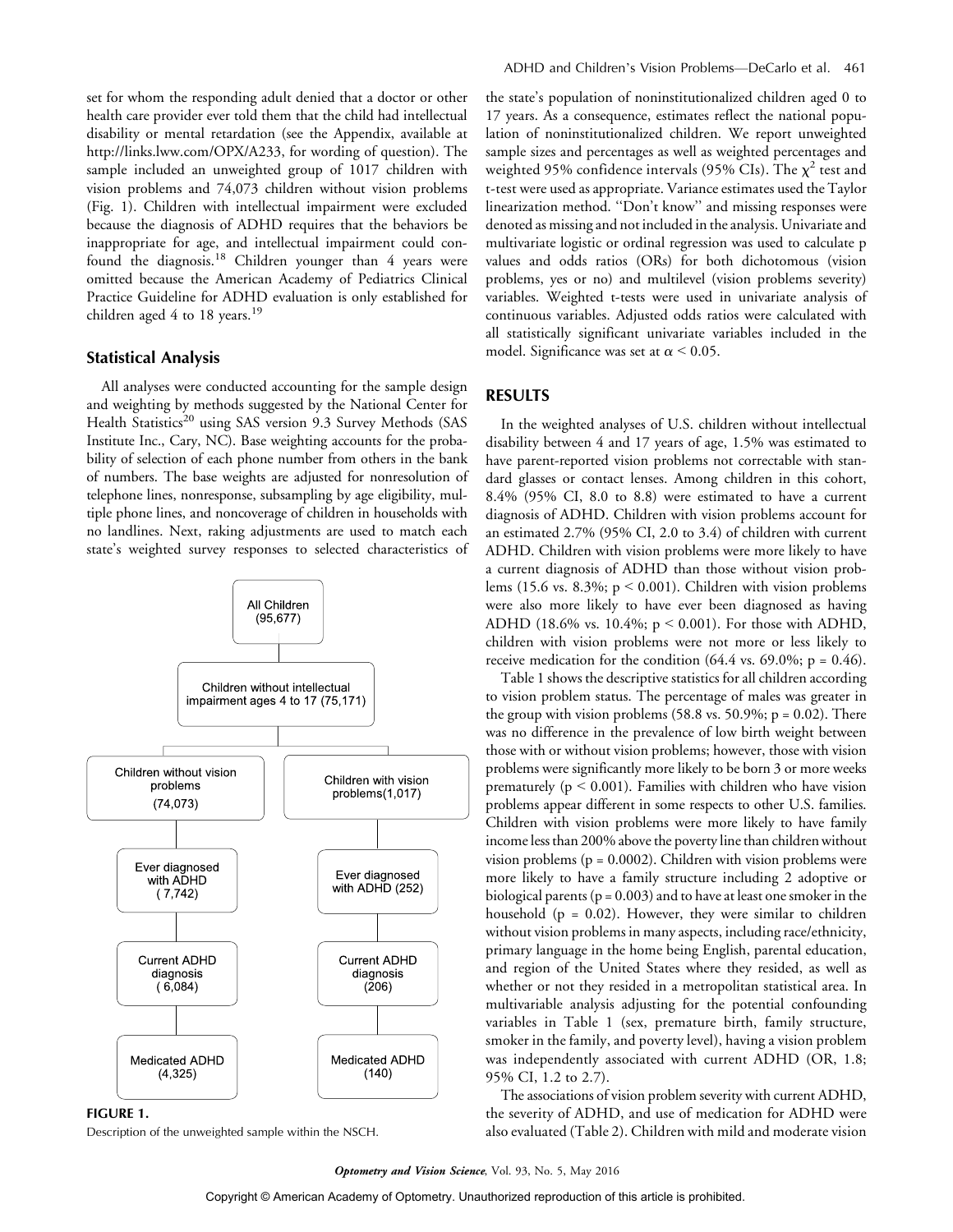set for whom the responding adult denied that a doctor or other health care provider ever told them that the child had intellectual disability or mental retardation (see the Appendix, available at http://links.lww.com/OPX/A233, for wording of question). The sample included an unweighted group of 1017 children with vision problems and 74,073 children without vision problems (Fig. 1). Children with intellectual impairment were excluded because the diagnosis of ADHD requires that the behaviors be inappropriate for age, and intellectual impairment could confound the diagnosis.[18] Children younger than 4 years were omitted because the American Academy of Pediatrics Clinical Practice Guideline for ADHD evaluation is only established for children aged 4 to 18 years.[19]

## Statistical Analysis

All analyses were conducted accounting for the sample design and weighting by methods suggested by the National Center for Health Statistics[20] using SAS version 9.3 Survey Methods (SAS Institute Inc., Cary, NC). Base weighting accounts for the probability of selection of each phone number from others in the bank of numbers. The base weights are adjusted for nonresolution of telephone lines, nonresponse, subsampling by age eligibility, multiple phone lines, and noncoverage of children in households with no landlines. Next, raking adjustments are used to match each state's weighted survey responses to selected characteristics of the state's population of noninstitutionalized children aged 0 to 17 years. As a consequence, estimates reflect the national population of noninstitutionalized children. We report unweighted sample sizes and percentages as well as weighted percentages and weighted 95% confidence intervals (95% CIs). The $\chi^2$ test and t-test were used as appropriate. Variance estimates used the Taylor linearization method. "Don't know" and missing responses were denoted as missing and not included in the analysis. Univariate and multivariate logistic or ordinal regression was used to calculate p values and odds ratios (ORs) for both dichotomous (vision problems, yes or no) and multilevel (vision problems severity) variables. Weighted t-tests were used in univariate analysis of continuous variables. Adjusted odds ratios were calculated with all statistically significant univariate variables included in the model. Significance was set at $\alpha < 0.05$.

All Children (95,677)
→ Children without intellectual impairment ages 4 to 17 (75,171)
- Children without vision problems (74,073) → Ever diagnosed with ADHD (7,742) → Current ADHD diagnosis (6,084) → Medicated ADHD (4,325)
- Children with vision problems (1,017) → Ever diagnosed with ADHD (252) → Current ADHD diagnosis (206) → Medicated ADHD (140)

**FIGURE 1.**
Description of the unweighted sample within the NSCH.

## RESULTS

In the weighted analyses of U.S. children without intellectual disability between 4 and 17 years of age, 1.5% was estimated to have parent-reported vision problems not correctable with standard glasses or contact lenses. Among children in this cohort, 8.4% (95% CI, 8.0 to 8.8) were estimated to have a current diagnosis of ADHD. Children with vision problems account for an estimated 2.7% (95% CI, 2.0 to 3.4) of children with current ADHD. Children with vision problems were more likely to have a current diagnosis of ADHD than those without vision problems (15.6 vs. 8.3%; $p < 0.001$). Children with vision problems were also more likely to have ever been diagnosed as having ADHD (18.6% vs. 10.4%; $p < 0.001$). For those with ADHD, children with vision problems were not more or less likely to receive medication for the condition (64.4 vs. 69.0%; $p = 0.46$).

Table 1 shows the descriptive statistics for all children according to vision problem status. The percentage of males was greater in the group with vision problems (58.8 vs. 50.9%; $p = 0.02$). There was no difference in the prevalence of low birth weight between those with or without vision problems; however, those with vision problems were significantly more likely to be born 3 or more weeks prematurely ($p < 0.001$). Families with children who have vision problems appear different in some respects to other U.S. families. Children with vision problems were more likely to have family income less than 200% above the poverty line than children without vision problems ($p = 0.0002$). Children with vision problems were more likely to have a family structure including 2 adoptive or biological parents ($p = 0.003$) and to have at least one smoker in the household ($p = 0.02$). However, they were similar to children without vision problems in many aspects, including race/ethnicity, primary language in the home being English, parental education, and region of the United States where they resided, as well as whether or not they resided in a metropolitan statistical area. In multivariable analysis adjusting for the potential confounding variables in Table 1 (sex, premature birth, family structure, smoker in the family, and poverty level), having a vision problem was independently associated with current ADHD (OR, 1.8; 95% CI, 1.2 to 2.7).

The associations of vision problem severity with current ADHD, the severity of ADHD, and use of medication for ADHD were also evaluated (Table 2). Children with mild and moderate vision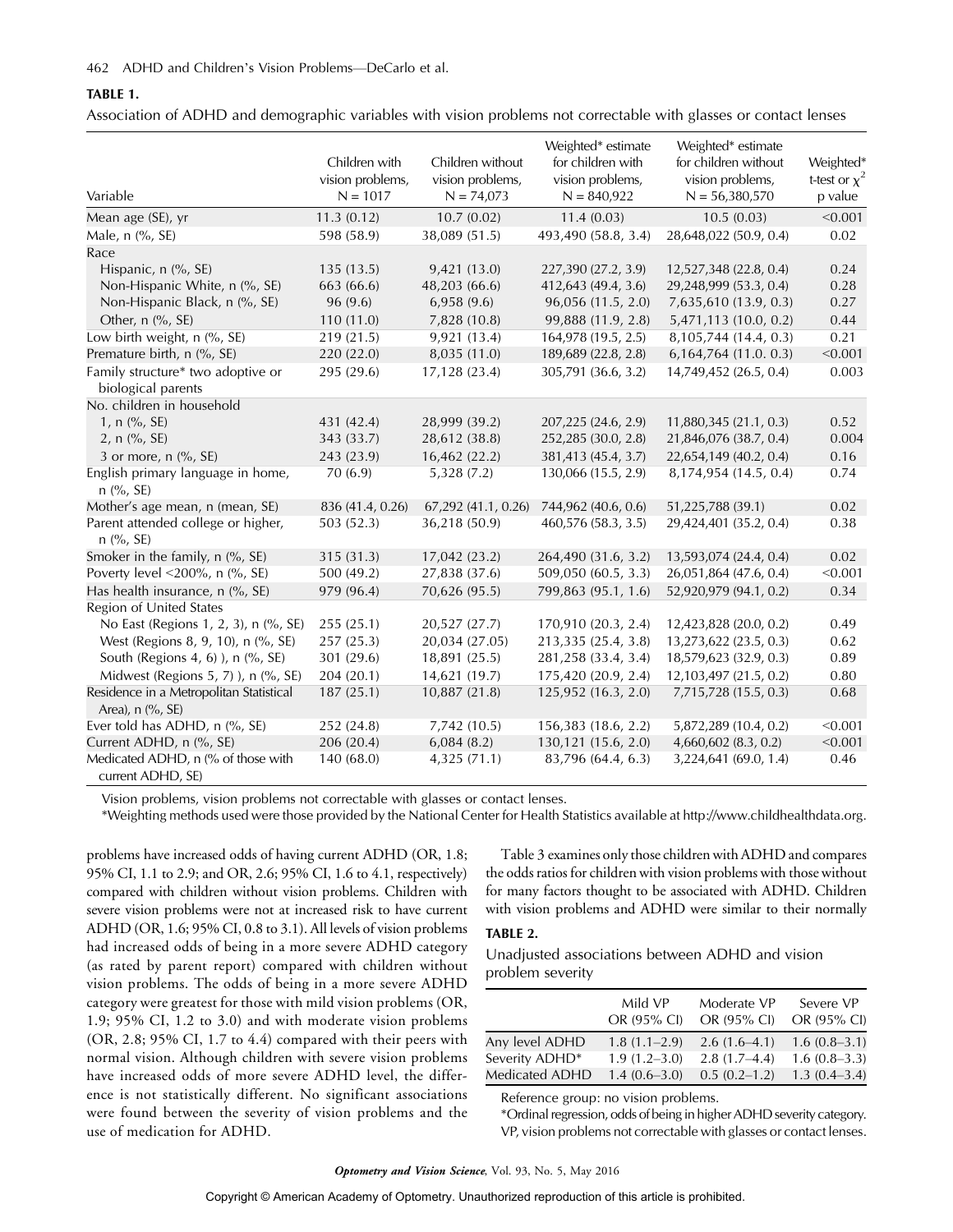**TABLE 1.**

Association of ADHD and demographic variables with vision problems not correctable with glasses or contact lenses

| Variable | Children with vision problems, N = 1017 | Children without vision problems, N = 74,073 | Weighted* estimate for children with vision problems, N = 840,922 | Weighted* estimate for children without vision problems, N = 56,380,570 | Weighted* t-test or $\chi^2$ p value |
|---|---|---|---|---|---|
| Mean age (SE), yr | 11.3 (0.12) | 10.7 (0.02) | 11.4 (0.03) | 10.5 (0.03) | <0.001 |
| Male, n (%, SE) | 598 (58.9) | 38,089 (51.5) | 493,490 (58.8, 3.4) | 28,648,022 (50.9, 0.4) | 0.02 |
| Race | | | | | |
| Hispanic, n (%, SE) | 135 (13.5) | 9,421 (13.0) | 227,390 (27.2, 3.9) | 12,527,348 (22.8, 0.4) | 0.24 |
| Non-Hispanic White, n (%, SE) | 663 (66.6) | 48,203 (66.6) | 412,643 (49.4, 3.6) | 29,248,999 (53.3, 0.4) | 0.28 |
| Non-Hispanic Black, n (%, SE) | 96 (9.6) | 6,958 (9.6) | 96,056 (11.5, 2.0) | 7,635,610 (13.9, 0.3) | 0.27 |
| Other, n (%, SE) | 110 (11.0) | 7,828 (10.8) | 99,888 (11.9, 2.8) | 5,471,113 (10.0, 0.2) | 0.44 |
| Low birth weight, n (%, SE) | 219 (21.5) | 9,921 (13.4) | 164,978 (19.5, 2.5) | 8,105,744 (14.4, 0.3) | 0.21 |
| Premature birth, n (%, SE) | 220 (22.0) | 8,035 (11.0) | 189,689 (22.8, 2.8) | 6,164,764 (11.0. 0.3) | <0.001 |
| Family structure* two adoptive or biological parents | 295 (29.6) | 17,128 (23.4) | 305,791 (36.6, 3.2) | 14,749,452 (26.5, 0.4) | 0.003 |
| No. children in household | | | | | |
| 1, n (%, SE) | 431 (42.4) | 28,999 (39.2) | 207,225 (24.6, 2.9) | 11,880,345 (21.1, 0.3) | 0.52 |
| 2, n (%, SE) | 343 (33.7) | 28,612 (38.8) | 252,285 (30.0, 2.8) | 21,846,076 (38.7, 0.4) | 0.004 |
| 3 or more, n (%, SE) | 243 (23.9) | 16,462 (22.2) | 381,413 (45.4, 3.7) | 22,654,149 (40.2, 0.4) | 0.16 |
| English primary language in home, n (%, SE) | 70 (6.9) | 5,328 (7.2) | 130,066 (15.5, 2.9) | 8,174,954 (14.5, 0.4) | 0.74 |
| Mother's age mean, n (mean, SE) | 836 (41.4, 0.26) | 67,292 (41.1, 0.26) | 744,962 (40.6, 0.6) | 51,225,788 (39.1) | 0.02 |
| Parent attended college or higher, n (%, SE) | 503 (52.3) | 36,218 (50.9) | 460,576 (58.3, 3.5) | 29,424,401 (35.2, 0.4) | 0.38 |
| Smoker in the family, n (%, SE) | 315 (31.3) | 17,042 (23.2) | 264,490 (31.6, 3.2) | 13,593,074 (24.4, 0.4) | 0.02 |
| Poverty level <200%, n (%, SE) | 500 (49.2) | 27,838 (37.6) | 509,050 (60.5, 3.3) | 26,051,864 (47.6, 0.4) | <0.001 |
| Has health insurance, n (%, SE) | 979 (96.4) | 70,626 (95.5) | 799,863 (95.1, 1.6) | 52,920,979 (94.1, 0.2) | 0.34 |
| Region of United States | | | | | |
| No East (Regions 1, 2, 3), n (%, SE) | 255 (25.1) | 20,527 (27.7) | 170,910 (20.3, 2.4) | 12,423,828 (20.0, 0.2) | 0.49 |
| West (Regions 8, 9, 10), n (%, SE) | 257 (25.3) | 20,034 (27.05) | 213,335 (25.4, 3.8) | 13,273,622 (23.5, 0.3) | 0.62 |
| South (Regions 4, 6) ), n (%, SE) | 301 (29.6) | 18,891 (25.5) | 281,258 (33.4, 3.4) | 18,579,623 (32.9, 0.3) | 0.89 |
| Midwest (Regions 5, 7) ), n (%, SE) | 204 (20.1) | 14,621 (19.7) | 175,420 (20.9, 2.4) | 12,103,497 (21.5, 0.2) | 0.80 |
| Residence in a Metropolitan Statistical Area), n (%, SE) | 187 (25.1) | 10,887 (21.8) | 125,952 (16.3, 2.0) | 7,715,728 (15.5, 0.3) | 0.68 |
| Ever told has ADHD, n (%, SE) | 252 (24.8) | 7,742 (10.5) | 156,383 (18.6, 2.2) | 5,872,289 (10.4, 0.2) | <0.001 |
| Current ADHD, n (%, SE) | 206 (20.4) | 6,084 (8.2) | 130,121 (15.6, 2.0) | 4,660,602 (8.3, 0.2) | <0.001 |
| Medicated ADHD, n (% of those with current ADHD, SE) | 140 (68.0) | 4,325 (71.1) | 83,796 (64.4, 6.3) | 3,224,641 (69.0, 1.4) | 0.46 |

Vision problems, vision problems not correctable with glasses or contact lenses.

*Weighting methods used were those provided by the National Center for Health Statistics available at http://www.childhealthdata.org.

problems have increased odds of having current ADHD (OR, 1.8; 95% CI, 1.1 to 2.9; and OR, 2.6; 95% CI, 1.6 to 4.1, respectively) compared with children without vision problems. Children with severe vision problems were not at increased risk to have current ADHD (OR, 1.6; 95% CI, 0.8 to 3.1). All levels of vision problems had increased odds of being in a more severe ADHD category (as rated by parent report) compared with children without vision problems. The odds of being in a more severe ADHD category were greatest for those with mild vision problems (OR, 1.9; 95% CI, 1.2 to 3.0) and with moderate vision problems (OR, 2.8; 95% CI, 1.7 to 4.4) compared with their peers with normal vision. Although children with severe vision problems have increased odds of more severe ADHD level, the difference is not statistically different. No significant associations were found between the severity of vision problems and the use of medication for ADHD.

Table 3 examines only those children with ADHD and compares the odds ratios for children with vision problems with those without for many factors thought to be associated with ADHD. Children with vision problems and ADHD were similar to their normally

**TABLE 2.**

Unadjusted associations between ADHD and vision problem severity

| | Mild VP OR (95% CI) | Moderate VP OR (95% CI) | Severe VP OR (95% CI) |
|---|---|---|---|
| Any level ADHD | 1.8 (1.1–2.9) | 2.6 (1.6–4.1) | 1.6 (0.8–3.1) |
| Severity ADHD* | 1.9 (1.2–3.0) | 2.8 (1.7–4.4) | 1.6 (0.8–3.3) |
| Medicated ADHD | 1.4 (0.6–3.0) | 0.5 (0.2–1.2) | 1.3 (0.4–3.4) |

Reference group: no vision problems.

*Ordinal regression, odds of being in higher ADHD severity category.

VP, vision problems not correctable with glasses or contact lenses.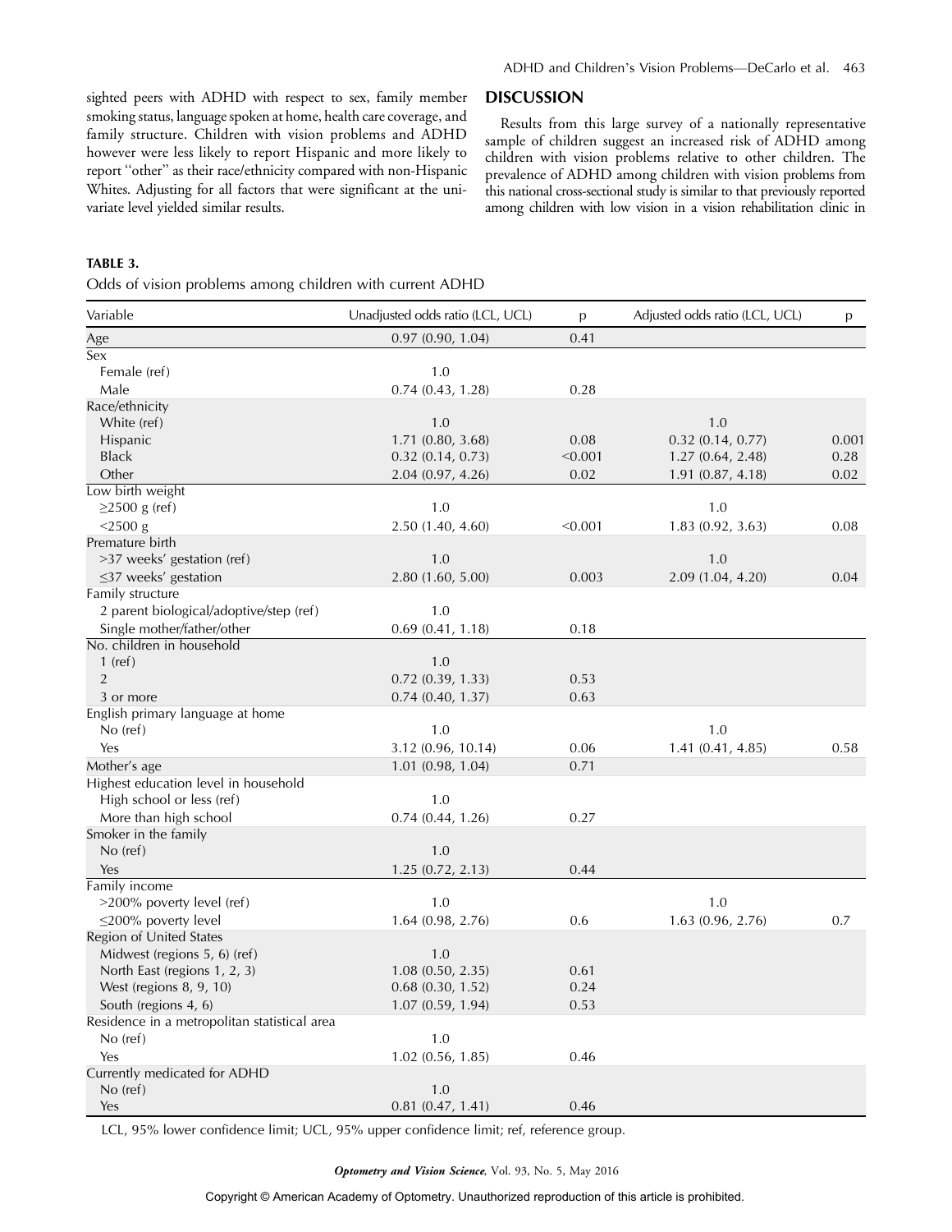sighted peers with ADHD with respect to sex, family member smoking status, language spoken at home, health care coverage, and family structure. Children with vision problems and ADHD however were less likely to report Hispanic and more likely to report "other" as their race/ethnicity compared with non-Hispanic Whites. Adjusting for all factors that were significant at the univariate level yielded similar results.

## DISCUSSION

Results from this large survey of a nationally representative sample of children suggest an increased risk of ADHD among children with vision problems relative to other children. The prevalence of ADHD among children with vision problems from this national cross-sectional study is similar to that previously reported among children with low vision in a vision rehabilitation clinic in

**TABLE 3.**

Odds of vision problems among children with current ADHD

| Variable | Unadjusted odds ratio (LCL, UCL) | p | Adjusted odds ratio (LCL, UCL) | p |
|---|---|---|---|---|
| Age | 0.97 (0.90, 1.04) | 0.41 | | |
| Sex | | | | |
| Female (ref) | 1.0 | | | |
| Male | 0.74 (0.43, 1.28) | 0.28 | | |
| Race/ethnicity | | | | |
| White (ref) | 1.0 | | 1.0 | |
| Hispanic | 1.71 (0.80, 3.68) | 0.08 | 0.32 (0.14, 0.77) | 0.001 |
| Black | 0.32 (0.14, 0.73) | <0.001 | 1.27 (0.64, 2.48) | 0.28 |
| Other | 2.04 (0.97, 4.26) | 0.02 | 1.91 (0.87, 4.18) | 0.02 |
| Low birth weight | | | | |
| ≥2500 g (ref) | 1.0 | | 1.0 | |
| <2500 g | 2.50 (1.40, 4.60) | <0.001 | 1.83 (0.92, 3.63) | 0.08 |
| Premature birth | | | | |
| >37 weeks' gestation (ref) | 1.0 | | 1.0 | |
| ≤37 weeks' gestation | 2.80 (1.60, 5.00) | 0.003 | 2.09 (1.04, 4.20) | 0.04 |
| Family structure | | | | |
| 2 parent biological/adoptive/step (ref) | 1.0 | | | |
| Single mother/father/other | 0.69 (0.41, 1.18) | 0.18 | | |
| No. children in household | | | | |
| 1 (ref) | 1.0 | | | |
| 2 | 0.72 (0.39, 1.33) | 0.53 | | |
| 3 or more | 0.74 (0.40, 1.37) | 0.63 | | |
| English primary language at home | | | | |
| No (ref) | 1.0 | | 1.0 | |
| Yes | 3.12 (0.96, 10.14) | 0.06 | 1.41 (0.41, 4.85) | 0.58 |
| Mother's age | 1.01 (0.98, 1.04) | 0.71 | | |
| Highest education level in household | | | | |
| High school or less (ref) | 1.0 | | | |
| More than high school | 0.74 (0.44, 1.26) | 0.27 | | |
| Smoker in the family | | | | |
| No (ref) | 1.0 | | | |
| Yes | 1.25 (0.72, 2.13) | 0.44 | | |
| Family income | | | | |
| >200% poverty level (ref) | 1.0 | | 1.0 | |
| ≤200% poverty level | 1.64 (0.98, 2.76) | 0.6 | 1.63 (0.96, 2.76) | 0.7 |
| Region of United States | | | | |
| Midwest (regions 5, 6) (ref) | 1.0 | | | |
| North East (regions 1, 2, 3) | 1.08 (0.50, 2.35) | 0.61 | | |
| West (regions 8, 9, 10) | 0.68 (0.30, 1.52) | 0.24 | | |
| South (regions 4, 6) | 1.07 (0.59, 1.94) | 0.53 | | |
| Residence in a metropolitan statistical area | | | | |
| No (ref) | 1.0 | | | |
| Yes | 1.02 (0.56, 1.85) | 0.46 | | |
| Currently medicated for ADHD | | | | |
| No (ref) | 1.0 | | | |
| Yes | 0.81 (0.47, 1.41) | 0.46 | | |

LCL, 95% lower confidence limit; UCL, 95% upper confidence limit; ref, reference group.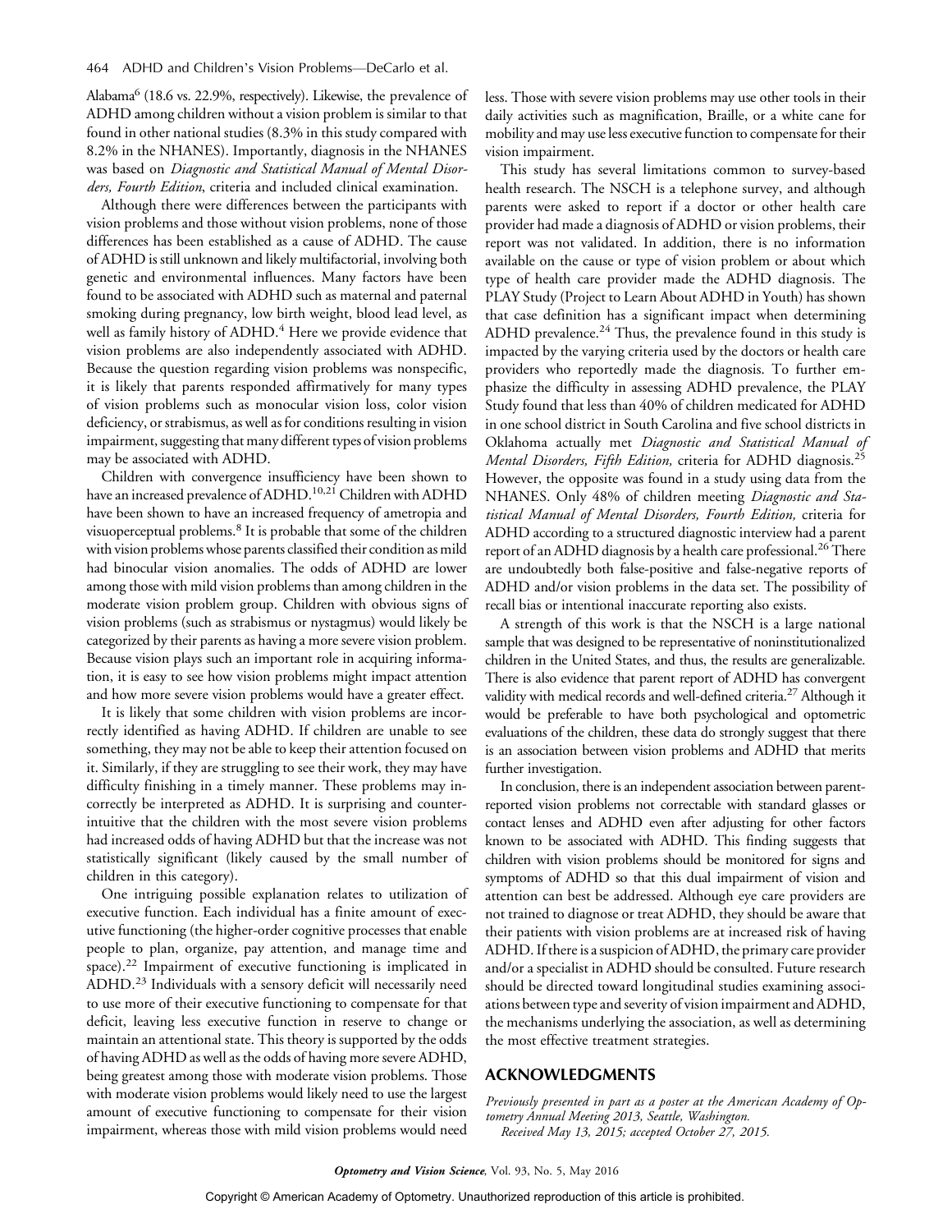Alabama[6] (18.6 vs. 22.9%, respectively). Likewise, the prevalence of ADHD among children without a vision problem is similar to that found in other national studies (8.3% in this study compared with 8.2% in the NHANES). Importantly, diagnosis in the NHANES was based on *Diagnostic and Statistical Manual of Mental Disorders, Fourth Edition*, criteria and included clinical examination.

Although there were differences between the participants with vision problems and those without vision problems, none of those differences has been established as a cause of ADHD. The cause of ADHD is still unknown and likely multifactorial, involving both genetic and environmental influences. Many factors have been found to be associated with ADHD such as maternal and paternal smoking during pregnancy, low birth weight, blood lead level, as well as family history of ADHD.[4] Here we provide evidence that vision problems are also independently associated with ADHD. Because the question regarding vision problems was nonspecific, it is likely that parents responded affirmatively for many types of vision problems such as monocular vision loss, color vision deficiency, or strabismus, as well as for conditions resulting in vision impairment, suggesting that many different types of vision problems may be associated with ADHD.

Children with convergence insufficiency have been shown to have an increased prevalence of ADHD.[10,21] Children with ADHD have been shown to have an increased frequency of ametropia and visuoperceptual problems.[8] It is probable that some of the children with vision problems whose parents classified their condition as mild had binocular vision anomalies. The odds of ADHD are lower among those with mild vision problems than among children in the moderate vision problem group. Children with obvious signs of vision problems (such as strabismus or nystagmus) would likely be categorized by their parents as having a more severe vision problem. Because vision plays such an important role in acquiring information, it is easy to see how vision problems might impact attention and how more severe vision problems would have a greater effect.

It is likely that some children with vision problems are incorrectly identified as having ADHD. If children are unable to see something, they may not be able to keep their attention focused on it. Similarly, if they are struggling to see their work, they may have difficulty finishing in a timely manner. These problems may incorrectly be interpreted as ADHD. It is surprising and counterintuitive that the children with the most severe vision problems had increased odds of having ADHD but that the increase was not statistically significant (likely caused by the small number of children in this category).

One intriguing possible explanation relates to utilization of executive function. Each individual has a finite amount of executive functioning (the higher-order cognitive processes that enable people to plan, organize, pay attention, and manage time and space).[22] Impairment of executive functioning is implicated in ADHD.[23] Individuals with a sensory deficit will necessarily need to use more of their executive functioning to compensate for that deficit, leaving less executive function in reserve to change or maintain an attentional state. This theory is supported by the odds of having ADHD as well as the odds of having more severe ADHD, being greatest among those with moderate vision problems. Those with moderate vision problems would likely need to use the largest amount of executive functioning to compensate for their vision impairment, whereas those with mild vision problems would need less. Those with severe vision problems may use other tools in their daily activities such as magnification, Braille, or a white cane for mobility and may use less executive function to compensate for their vision impairment.

This study has several limitations common to survey-based health research. The NSCH is a telephone survey, and although parents were asked to report if a doctor or other health care provider had made a diagnosis of ADHD or vision problems, their report was not validated. In addition, there is no information available on the cause or type of vision problem or about which type of health care provider made the ADHD diagnosis. The PLAY Study (Project to Learn About ADHD in Youth) has shown that case definition has a significant impact when determining ADHD prevalence.[24] Thus, the prevalence found in this study is impacted by the varying criteria used by the doctors or health care providers who reportedly made the diagnosis. To further emphasize the difficulty in assessing ADHD prevalence, the PLAY Study found that less than 40% of children medicated for ADHD in one school district in South Carolina and five school districts in Oklahoma actually met *Diagnostic and Statistical Manual of Mental Disorders, Fifth Edition,* criteria for ADHD diagnosis.[25] However, the opposite was found in a study using data from the NHANES. Only 48% of children meeting *Diagnostic and Statistical Manual of Mental Disorders, Fourth Edition,* criteria for ADHD according to a structured diagnostic interview had a parent report of an ADHD diagnosis by a health care professional.[26] There are undoubtedly both false-positive and false-negative reports of ADHD and/or vision problems in the data set. The possibility of recall bias or intentional inaccurate reporting also exists.

A strength of this work is that the NSCH is a large national sample that was designed to be representative of noninstitutionalized children in the United States, and thus, the results are generalizable. There is also evidence that parent report of ADHD has convergent validity with medical records and well-defined criteria.[27] Although it would be preferable to have both psychological and optometric evaluations of the children, these data do strongly suggest that there is an association between vision problems and ADHD that merits further investigation.

In conclusion, there is an independent association between parent-reported vision problems not correctable with standard glasses or contact lenses and ADHD even after adjusting for other factors known to be associated with ADHD. This finding suggests that children with vision problems should be monitored for signs and symptoms of ADHD so that this dual impairment of vision and attention can best be addressed. Although eye care providers are not trained to diagnose or treat ADHD, they should be aware that their patients with vision problems are at increased risk of having ADHD. If there is a suspicion of ADHD, the primary care provider and/or a specialist in ADHD should be consulted. Future research should be directed toward longitudinal studies examining associations between type and severity of vision impairment and ADHD, the mechanisms underlying the association, as well as determining the most effective treatment strategies.

## ACKNOWLEDGMENTS

*Previously presented in part as a poster at the American Academy of Optometry Annual Meeting 2013, Seattle, Washington.*

*Received May 13, 2015; accepted October 27, 2015.*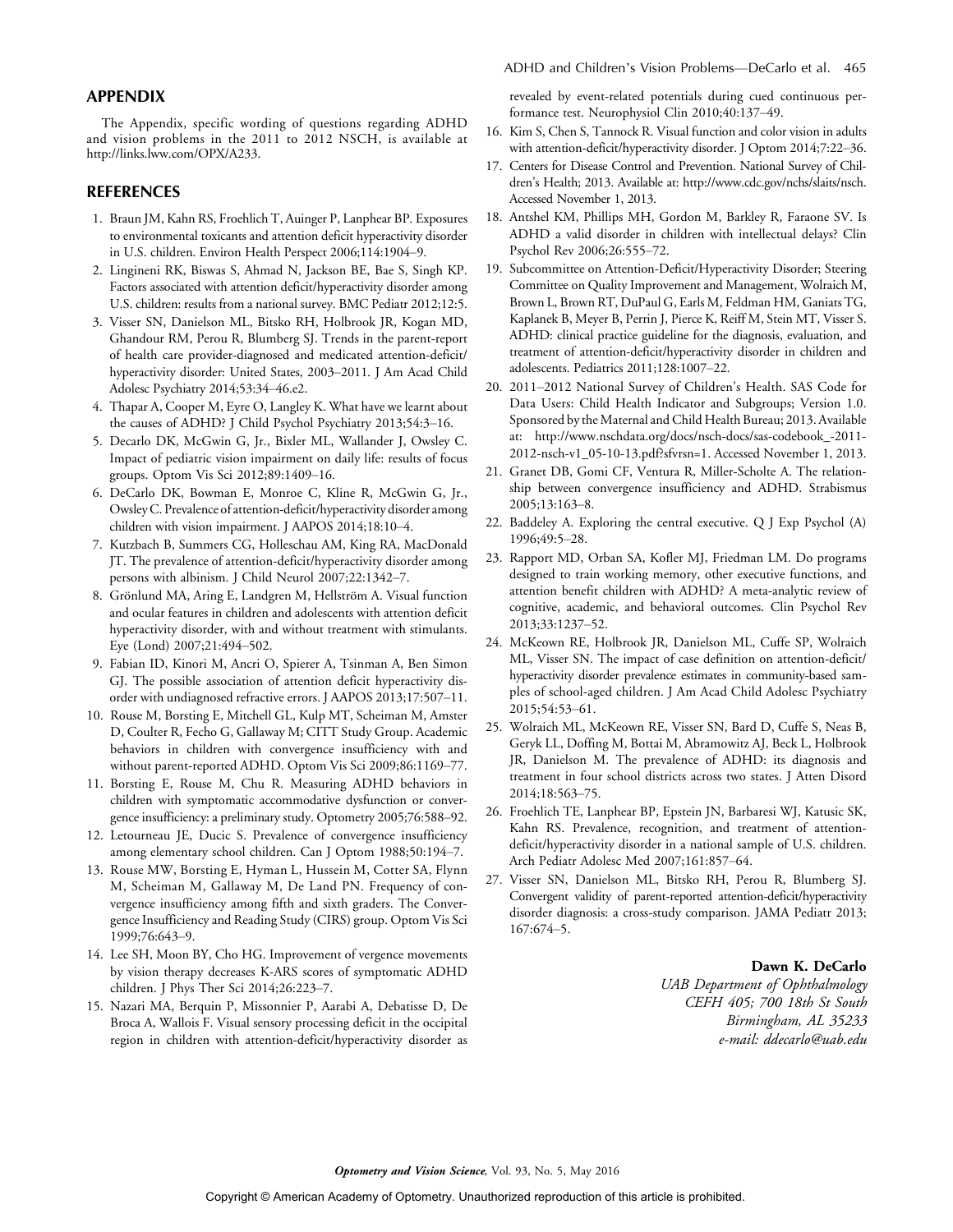## APPENDIX

The Appendix, specific wording of questions regarding ADHD and vision problems in the 2011 to 2012 NSCH, is available at http://links.lww.com/OPX/A233.

## REFERENCES

1. Braun JM, Kahn RS, Froehlich T, Auinger P, Lanphear BP. Exposures to environmental toxicants and attention deficit hyperactivity disorder in U.S. children. Environ Health Perspect 2006;114:1904–9.
2. Lingineni RK, Biswas S, Ahmad N, Jackson BE, Bae S, Singh KP. Factors associated with attention deficit/hyperactivity disorder among U.S. children: results from a national survey. BMC Pediatr 2012;12:5.
3. Visser SN, Danielson ML, Bitsko RH, Holbrook JR, Kogan MD, Ghandour RM, Perou R, Blumberg SJ. Trends in the parent-report of health care provider-diagnosed and medicated attention-deficit/hyperactivity disorder: United States, 2003–2011. J Am Acad Child Adolesc Psychiatry 2014;53:34–46.e2.
4. Thapar A, Cooper M, Eyre O, Langley K. What have we learnt about the causes of ADHD? J Child Psychol Psychiatry 2013;54:3–16.
5. Decarlo DK, McGwin G, Jr., Bixler ML, Wallander J, Owsley C. Impact of pediatric vision impairment on daily life: results of focus groups. Optom Vis Sci 2012;89:1409–16.
6. DeCarlo DK, Bowman E, Monroe C, Kline R, McGwin G, Jr., Owsley C. Prevalence of attention-deficit/hyperactivity disorder among children with vision impairment. J AAPOS 2014;18:10–4.
7. Kutzbach B, Summers CG, Holleschau AM, King RA, MacDonald JT. The prevalence of attention-deficit/hyperactivity disorder among persons with albinism. J Child Neurol 2007;22:1342–7.
8. Grönlund MA, Aring E, Landgren M, Hellström A. Visual function and ocular features in children and adolescents with attention deficit hyperactivity disorder, with and without treatment with stimulants. Eye (Lond) 2007;21:494–502.
9. Fabian ID, Kinori M, Ancri O, Spierer A, Tsinman A, Ben Simon GJ. The possible association of attention deficit hyperactivity disorder with undiagnosed refractive errors. J AAPOS 2013;17:507–11.
10. Rouse M, Borsting E, Mitchell GL, Kulp MT, Scheiman M, Amster D, Coulter R, Fecho G, Gallaway M; CITT Study Group. Academic behaviors in children with convergence insufficiency with and without parent-reported ADHD. Optom Vis Sci 2009;86:1169–77.
11. Borsting E, Rouse M, Chu R. Measuring ADHD behaviors in children with symptomatic accommodative dysfunction or convergence insufficiency: a preliminary study. Optometry 2005;76:588–92.
12. Letourneau JE, Ducic S. Prevalence of convergence insufficiency among elementary school children. Can J Optom 1988;50:194–7.
13. Rouse MW, Borsting E, Hyman L, Hussein M, Cotter SA, Flynn M, Scheiman M, Gallaway M, De Land PN. Frequency of convergence insufficiency among fifth and sixth graders. The Convergence Insufficiency and Reading Study (CIRS) group. Optom Vis Sci 1999;76:643–9.
14. Lee SH, Moon BY, Cho HG. Improvement of vergence movements by vision therapy decreases K-ARS scores of symptomatic ADHD children. J Phys Ther Sci 2014;26:223–7.
15. Nazari MA, Berquin P, Missonnier P, Aarabi A, Debatisse D, De Broca A, Wallois F. Visual sensory processing deficit in the occipital region in children with attention-deficit/hyperactivity disorder as revealed by event-related potentials during cued continuous performance test. Neurophysiol Clin 2010;40:137–49.
16. Kim S, Chen S, Tannock R. Visual function and color vision in adults with attention-deficit/hyperactivity disorder. J Optom 2014;7:22–36.
17. Centers for Disease Control and Prevention. National Survey of Children's Health; 2013. Available at: http://www.cdc.gov/nchs/slaits/nsch. Accessed November 1, 2013.
18. Antshel KM, Phillips MH, Gordon M, Barkley R, Faraone SV. Is ADHD a valid disorder in children with intellectual delays? Clin Psychol Rev 2006;26:555–72.
19. Subcommittee on Attention-Deficit/Hyperactivity Disorder; Steering Committee on Quality Improvement and Management, Wolraich M, Brown L, Brown RT, DuPaul G, Earls M, Feldman HM, Ganiats TG, Kaplanek B, Meyer B, Perrin J, Pierce K, Reiff M, Stein MT, Visser S. ADHD: clinical practice guideline for the diagnosis, evaluation, and treatment of attention-deficit/hyperactivity disorder in children and adolescents. Pediatrics 2011;128:1007–22.
20. 2011–2012 National Survey of Children's Health. SAS Code for Data Users: Child Health Indicator and Subgroups; Version 1.0. Sponsored by the Maternal and Child Health Bureau; 2013. Available at: http://www.nschdata.org/docs/nsch-docs/sas-codebook_-2011-2012-nsch-v1_05-10-13.pdf?sfvrsn=1. Accessed November 1, 2013.
21. Granet DB, Gomi CF, Ventura R, Miller-Scholte A. The relationship between convergence insufficiency and ADHD. Strabismus 2005;13:163–8.
22. Baddeley A. Exploring the central executive. Q J Exp Psychol (A) 1996;49:5–28.
23. Rapport MD, Orban SA, Kofler MJ, Friedman LM. Do programs designed to train working memory, other executive functions, and attention benefit children with ADHD? A meta-analytic review of cognitive, academic, and behavioral outcomes. Clin Psychol Rev 2013;33:1237–52.
24. McKeown RE, Holbrook JR, Danielson ML, Cuffe SP, Wolraich ML, Visser SN. The impact of case definition on attention-deficit/hyperactivity disorder prevalence estimates in community-based samples of school-aged children. J Am Acad Child Adolesc Psychiatry 2015;54:53–61.
25. Wolraich ML, McKeown RE, Visser SN, Bard D, Cuffe S, Neas B, Geryk LL, Doffing M, Bottai M, Abramowitz AJ, Beck L, Holbrook JR, Danielson M. The prevalence of ADHD: its diagnosis and treatment in four school districts across two states. J Atten Disord 2014;18:563–75.
26. Froehlich TE, Lanphear BP, Epstein JN, Barbaresi WJ, Katusic SK, Kahn RS. Prevalence, recognition, and treatment of attention-deficit/hyperactivity disorder in a national sample of U.S. children. Arch Pediatr Adolesc Med 2007;161:857–64.
27. Visser SN, Danielson ML, Bitsko RH, Perou R, Blumberg SJ. Convergent validity of parent-reported attention-deficit/hyperactivity disorder diagnosis: a cross-study comparison. JAMA Pediatr 2013;167:674–5.

**Dawn K. DeCarlo**
*UAB Department of Ophthalmology*
*CEFH 405; 700 18th St South*
*Birmingham, AL 35233*
*e-mail: ddecarlo@uab.edu*